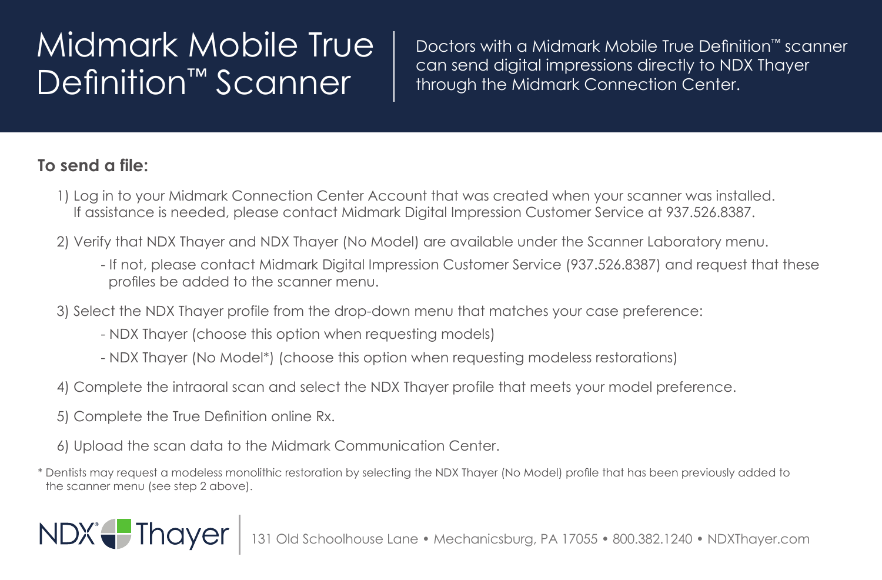# Midmark Mobile True Definition™ Scanner

Doctors with a Midmark Mobile True Definition™ scanner can send digital impressions directly to NDX Thayer through the Midmark Connection Center.

**To send a file:**

1) Log in to your Midmark Connection Center Account that was created when your scanner was installed. If assistance is needed, please contact Midmark Digital Impression Customer Service at 937.526.8387.

2) Verify that NDX Thayer and NDX Thayer (No Model) are available under the Scanner Laboratory menu.
   - If not, please contact Midmark Digital Impression Customer Service (937.526.8387) and request that these profiles be added to the scanner menu.

3) Select the NDX Thayer profile from the drop-down menu that matches your case preference:
   - NDX Thayer (choose this option when requesting models)
   - NDX Thayer (No Model*) (choose this option when requesting modeless restorations)

4) Complete the intraoral scan and select the NDX Thayer profile that meets your model preference.

5) Complete the True Definition online Rx.

6) Upload the scan data to the Midmark Communication Center.

* Dentists may request a modeless monolithic restoration by selecting the NDX Thayer (No Model) profile that has been previously added to the scanner menu (see step 2 above).

NDX® Thayer | 131 Old Schoolhouse Lane • Mechanicsburg, PA 17055 • 800.382.1240 • NDXThayer.com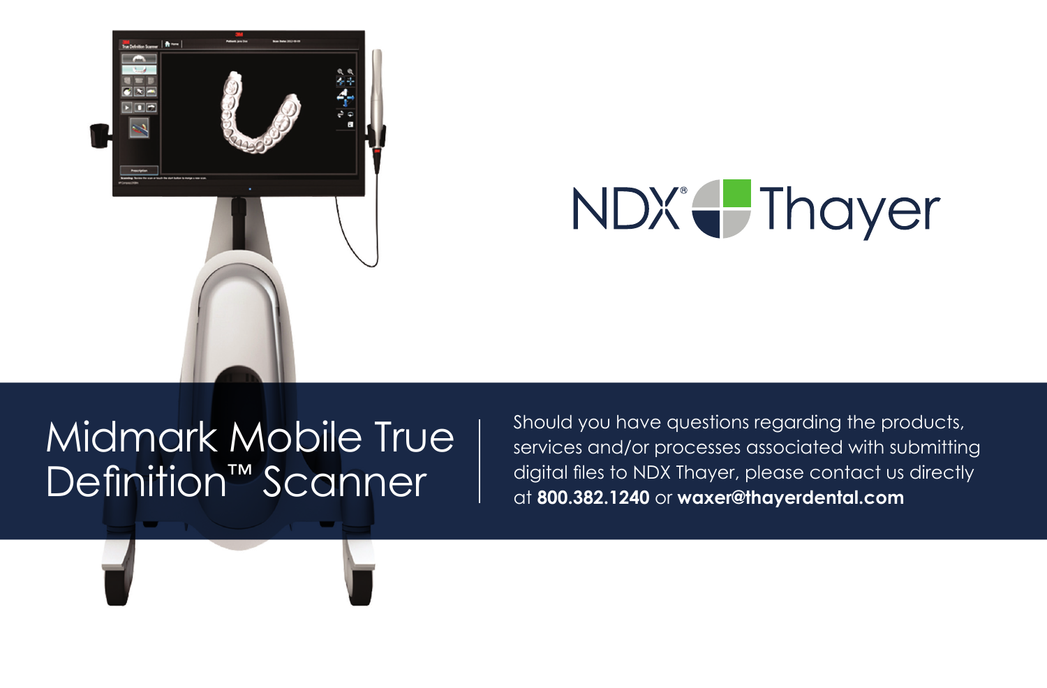NDX® Thayer

# Midmark Mobile True Definition™ Scanner

Should you have questions regarding the products, services and/or processes associated with submitting digital files to NDX Thayer, please contact us directly at **800.382.1240** or **waxer@thayerdental.com**